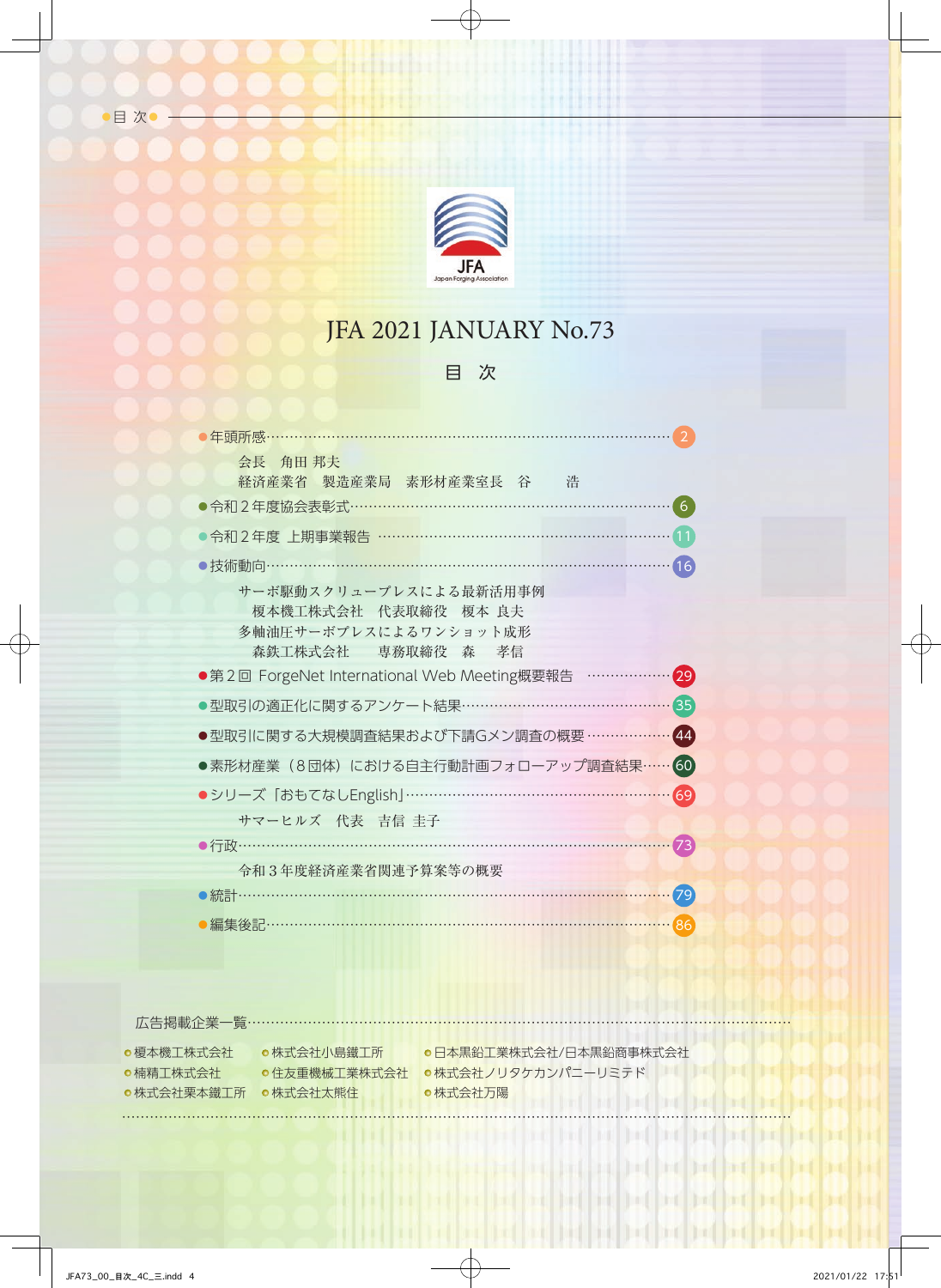# JFA 2021 JANUARY No.73

## 目　次

- 年頭所感 …… 2
  - 会長　角田 邦夫
  - 経済産業省　製造産業局　素形材産業室長　谷　　浩
- 令和２年度協会表彰式 …… 6
- 令和２年度　上期事業報告 …… 11
- 技術動向 …… 16
  - サーボ駆動スクリュープレスによる最新活用事例
    - 榎本機工株式会社　代表取締役　榎本 良夫
  - 多軸油圧サーボプレスによるワンショット成形
    - 森鉄工株式会社　　専務取締役　森　　孝信
- 第２回 ForgeNet International Web Meeting概要報告 …… 29
- 型取引の適正化に関するアンケート結果 …… 35
- 型取引に関する大規模調査結果および下請Gメン調査の概要 …… 44
- 素形材産業（８団体）における自主行動計画フォローアップ調査結果 …… 60
- シリーズ「おもてなしEnglish」 …… 69
  - サマーヒルズ　代表　吉信 圭子
- 行政 …… 73
  - 令和３年度経済産業省関連予算案等の概要
- 統計 …… 79
- 編集後記 …… 86

広告掲載企業一覧

- 榎本機工株式会社
- 株式会社小島鐵工所
- 日本黒鉛工業株式会社/日本黒鉛商事株式会社
- 楠精工株式会社
- 住友重機械工業株式会社
- 株式会社ノリタケカンパニーリミテド
- 株式会社栗本鐵工所
- 株式会社太熊住
- 株式会社万陽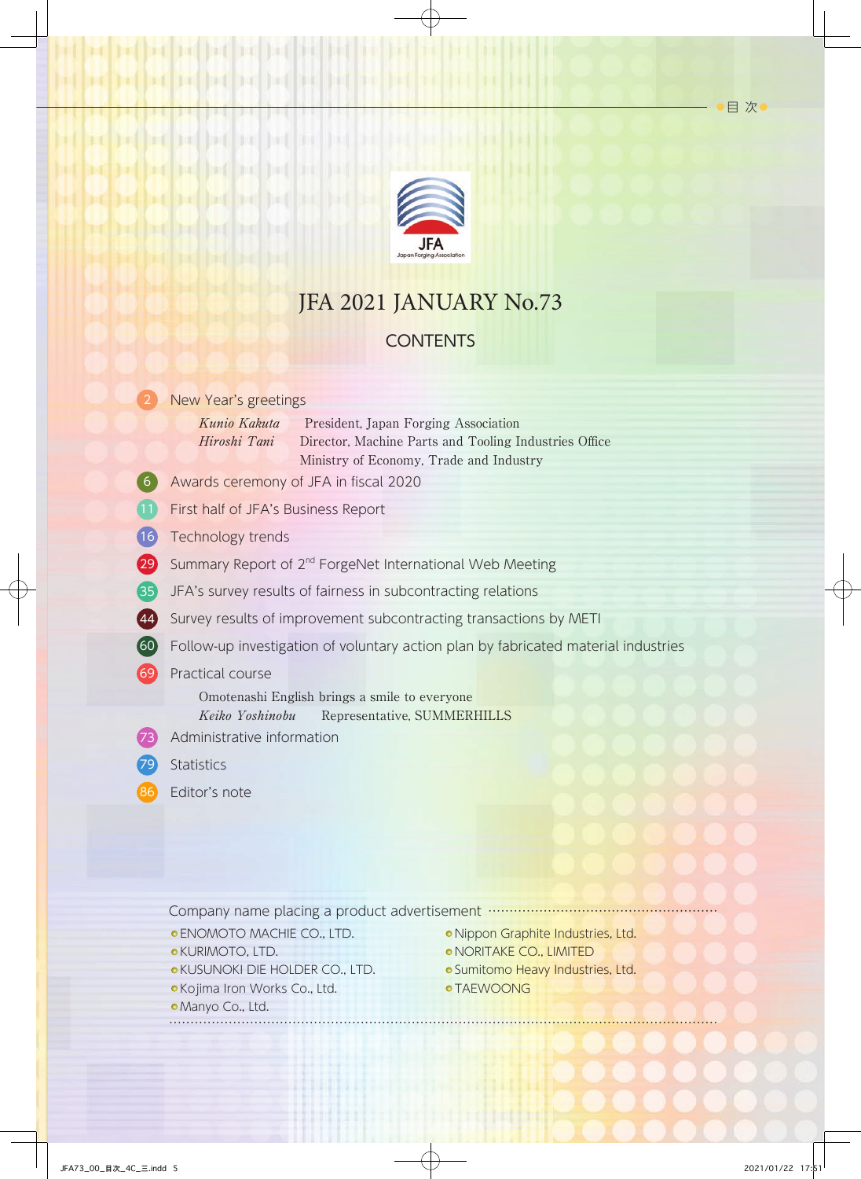# JFA 2021 JANUARY No.73

## CONTENTS

2 New Year's greetings

*Kunio Kakuta* President, Japan Forging Association
*Hiroshi Tani* Director, Machine Parts and Tooling Industries Office
Ministry of Economy, Trade and Industry

6 Awards ceremony of JFA in fiscal 2020

11 First half of JFA's Business Report

16 Technology trends

29 Summary Report of 2nd ForgeNet International Web Meeting

35 JFA's survey results of fairness in subcontracting relations

44 Survey results of improvement subcontracting transactions by METI

60 Follow-up investigation of voluntary action plan by fabricated material industries

69 Practical course

Omotenashi English brings a smile to everyone
*Keiko Yoshinobu* Representative, SUMMERHILLS

73 Administrative information

79 Statistics

86 Editor's note

Company name placing a product advertisement

- ENOMOTO MACHIE CO., LTD.
- KURIMOTO, LTD.
- KUSUNOKI DIE HOLDER CO., LTD.
- Kojima Iron Works Co., Ltd.
- Manyo Co., Ltd.
- Nippon Graphite Industries, Ltd.
- NORITAKE CO., LIMITED
- Sumitomo Heavy Industries, Ltd.
- TAEWOONG